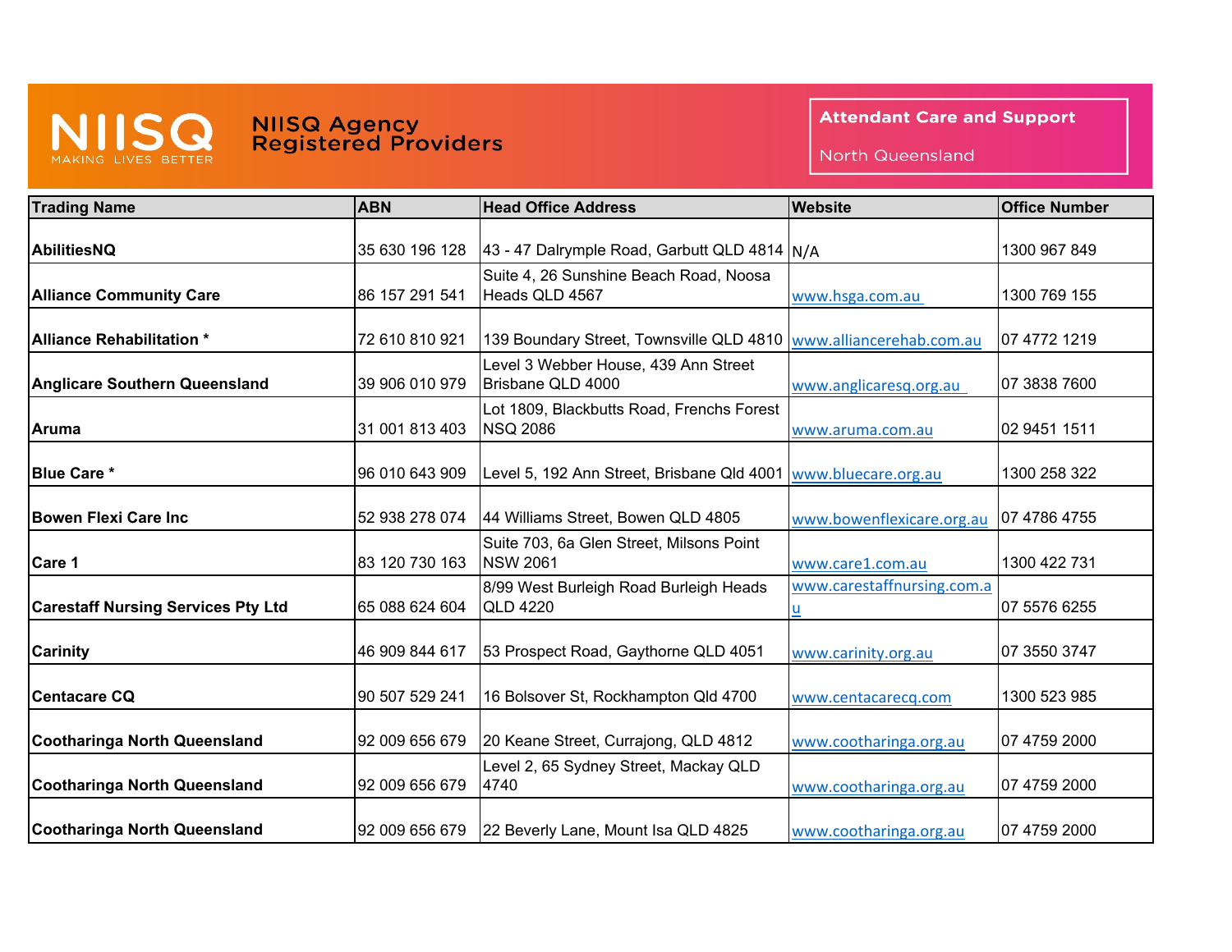# NIISQ Agency Registered Providers

NIISQ MAKING LIVES BETTER

**Attendant Care and Support**

North Queensland

| Trading Name | ABN | Head Office Address | Website | Office Number |
|---|---|---|---|---|
| **AbilitiesNQ** | 35 630 196 128 | 43 - 47 Dalrymple Road, Garbutt QLD 4814 | N/A | 1300 967 849 |
| **Alliance Community Care** | 86 157 291 541 | Suite 4, 26 Sunshine Beach Road, Noosa Heads QLD 4567 | www.hsga.com.au | 1300 769 155 |
| **Alliance Rehabilitation *** | 72 610 810 921 | 139 Boundary Street, Townsville QLD 4810 | www.alliancerehab.com.au | 07 4772 1219 |
| **Anglicare Southern Queensland** | 39 906 010 979 | Level 3 Webber House, 439 Ann Street Brisbane QLD 4000 | www.anglicaresq.org.au | 07 3838 7600 |
| **Aruma** | 31 001 813 403 | Lot 1809, Blackbutts Road, Frenchs Forest NSQ 2086 | www.aruma.com.au | 02 9451 1511 |
| **Blue Care *** | 96 010 643 909 | Level 5, 192 Ann Street, Brisbane Qld 4001 | www.bluecare.org.au | 1300 258 322 |
| **Bowen Flexi Care Inc** | 52 938 278 074 | 44 Williams Street, Bowen QLD 4805 | www.bowenflexicare.org.au | 07 4786 4755 |
| **Care 1** | 83 120 730 163 | Suite 703, 6a Glen Street, Milsons Point NSW 2061 | www.care1.com.au | 1300 422 731 |
| **Carestaff Nursing Services Pty Ltd** | 65 088 624 604 | 8/99 West Burleigh Road Burleigh Heads QLD 4220 | www.carestaffnursing.com.au | 07 5576 6255 |
| **Carinity** | 46 909 844 617 | 53 Prospect Road, Gaythorne QLD 4051 | www.carinity.org.au | 07 3550 3747 |
| **Centacare CQ** | 90 507 529 241 | 16 Bolsover St, Rockhampton Qld 4700 | www.centacarecq.com | 1300 523 985 |
| **Cootharinga North Queensland** | 92 009 656 679 | 20 Keane Street, Currajong, QLD 4812 | www.cootharinga.org.au | 07 4759 2000 |
| **Cootharinga North Queensland** | 92 009 656 679 | Level 2, 65 Sydney Street, Mackay QLD 4740 | www.cootharinga.org.au | 07 4759 2000 |
| **Cootharinga North Queensland** | 92 009 656 679 | 22 Beverly Lane, Mount Isa QLD 4825 | www.cootharinga.org.au | 07 4759 2000 |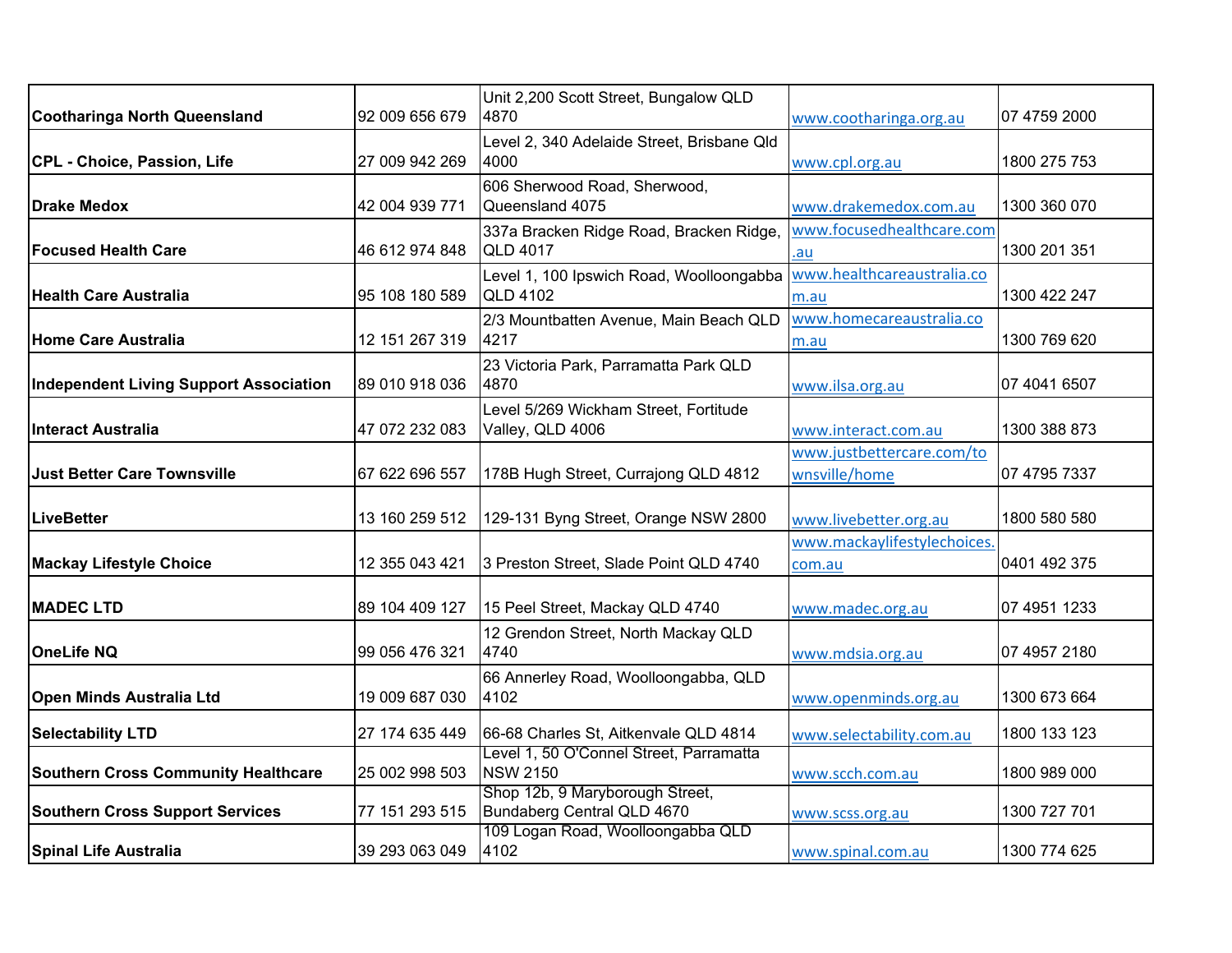| **Cootharinga North Queensland** | 92 009 656 679 | Unit 2,200 Scott Street, Bungalow QLD 4870 | www.cootharinga.org.au | 07 4759 2000 |
|---|---|---|---|---|
| **CPL - Choice, Passion, Life** | 27 009 942 269 | Level 2, 340 Adelaide Street, Brisbane Qld 4000 | www.cpl.org.au | 1800 275 753 |
| **Drake Medox** | 42 004 939 771 | 606 Sherwood Road, Sherwood, Queensland 4075 | www.drakemedox.com.au | 1300 360 070 |
| **Focused Health Care** | 46 612 974 848 | 337a Bracken Ridge Road, Bracken Ridge, QLD 4017 | www.focusedhealthcare.com.au | 1300 201 351 |
| **Health Care Australia** | 95 108 180 589 | Level 1, 100 Ipswich Road, Woolloongabba QLD 4102 | www.healthcareaustralia.com.au | 1300 422 247 |
| **Home Care Australia** | 12 151 267 319 | 2/3 Mountbatten Avenue, Main Beach QLD 4217 | www.homecareaustralia.com.au | 1300 769 620 |
| **Independent Living Support Association** | 89 010 918 036 | 23 Victoria Park, Parramatta Park QLD 4870 | www.ilsa.org.au | 07 4041 6507 |
| **Interact Australia** | 47 072 232 083 | Level 5/269 Wickham Street, Fortitude Valley, QLD 4006 | www.interact.com.au | 1300 388 873 |
| **Just Better Care Townsville** | 67 622 696 557 | 178B Hugh Street, Currajong QLD 4812 | www.justbettercare.com/townsville/home | 07 4795 7337 |
| **LiveBetter** | 13 160 259 512 | 129-131 Byng Street, Orange NSW 2800 | www.livebetter.org.au | 1800 580 580 |
| **Mackay Lifestyle Choice** | 12 355 043 421 | 3 Preston Street, Slade Point QLD 4740 | www.mackaylifestylechoices.com.au | 0401 492 375 |
| **MADEC LTD** | 89 104 409 127 | 15 Peel Street, Mackay QLD 4740 | www.madec.org.au | 07 4951 1233 |
| **OneLife NQ** | 99 056 476 321 | 12 Grendon Street, North Mackay QLD 4740 | www.mdsia.org.au | 07 4957 2180 |
| **Open Minds Australia Ltd** | 19 009 687 030 | 66 Annerley Road, Woolloongabba, QLD 4102 | www.openminds.org.au | 1300 673 664 |
| **Selectability LTD** | 27 174 635 449 | 66-68 Charles St, Aitkenvale QLD 4814 | www.selectability.com.au | 1800 133 123 |
| **Southern Cross Community Healthcare** | 25 002 998 503 | Level 1, 50 O'Connel Street, Parramatta NSW 2150 | www.scch.com.au | 1800 989 000 |
| **Southern Cross Support Services** | 77 151 293 515 | Shop 12b, 9 Maryborough Street, Bundaberg Central QLD 4670 | www.scss.org.au | 1300 727 701 |
| **Spinal Life Australia** | 39 293 063 049 | 109 Logan Road, Woolloongabba QLD 4102 | www.spinal.com.au | 1300 774 625 |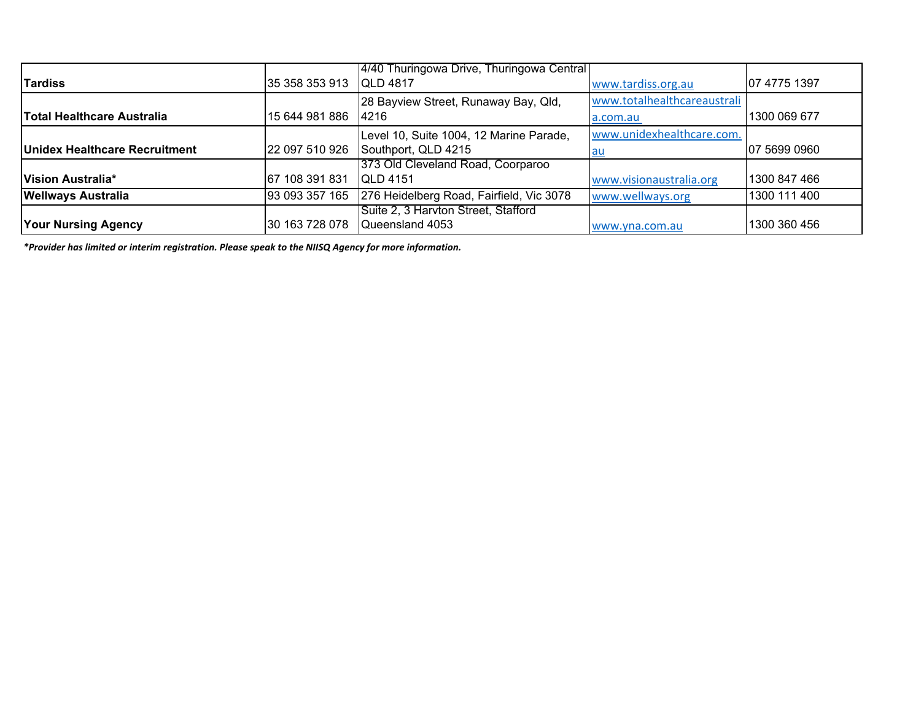| | | | | |
|---|---|---|---|---|
| **Tardiss** | 35 358 353 913 | 4/40 Thuringowa Drive, Thuringowa Central QLD 4817 | www.tardiss.org.au | 07 4775 1397 |
| **Total Healthcare Australia** | 15 644 981 886 | 28 Bayview Street, Runaway Bay, Qld, 4216 | www.totalhealthcareaustralia.com.au | 1300 069 677 |
| **Unidex Healthcare Recruitment** | 22 097 510 926 | Level 10, Suite 1004, 12 Marine Parade, Southport, QLD 4215 | www.unidexhealthcare.com.au | 07 5699 0960 |
| **Vision Australia*** | 67 108 391 831 | 373 Old Cleveland Road, Coorparoo QLD 4151 | www.visionaustralia.org | 1300 847 466 |
| **Wellways Australia** | 93 093 357 165 | 276 Heidelberg Road, Fairfield, Vic 3078 | www.wellways.org | 1300 111 400 |
| **Your Nursing Agency** | 30 163 728 078 | Suite 2, 3 Harvton Street, Stafford Queensland 4053 | www.yna.com.au | 1300 360 456 |

***Provider has limited or interim registration. Please speak to the NIISQ Agency for more information.***